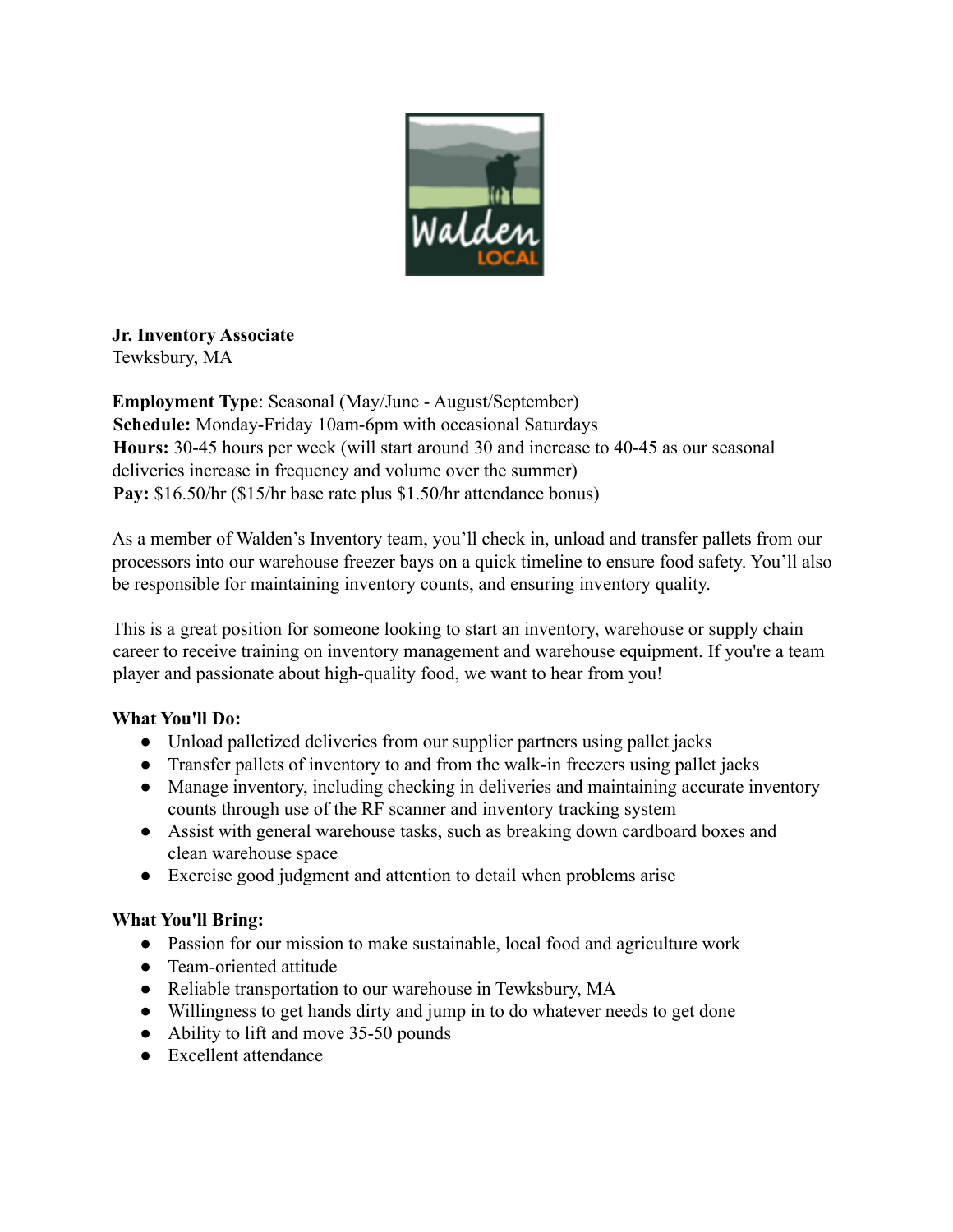**Jr. Inventory Associate**
Tewksbury, MA

**Employment Type**: Seasonal (May/June - August/September)
**Schedule:** Monday-Friday 10am-6pm with occasional Saturdays
**Hours:** 30-45 hours per week (will start around 30 and increase to 40-45 as our seasonal deliveries increase in frequency and volume over the summer)
**Pay:** $16.50/hr ($15/hr base rate plus $1.50/hr attendance bonus)

As a member of Walden's Inventory team, you'll check in, unload and transfer pallets from our processors into our warehouse freezer bays on a quick timeline to ensure food safety. You'll also be responsible for maintaining inventory counts, and ensuring inventory quality.

This is a great position for someone looking to start an inventory, warehouse or supply chain career to receive training on inventory management and warehouse equipment. If you're a team player and passionate about high-quality food, we want to hear from you!

**What You'll Do:**

- Unload palletized deliveries from our supplier partners using pallet jacks
- Transfer pallets of inventory to and from the walk-in freezers using pallet jacks
- Manage inventory, including checking in deliveries and maintaining accurate inventory counts through use of the RF scanner and inventory tracking system
- Assist with general warehouse tasks, such as breaking down cardboard boxes and clean warehouse space
- Exercise good judgment and attention to detail when problems arise

**What You'll Bring:**

- Passion for our mission to make sustainable, local food and agriculture work
- Team-oriented attitude
- Reliable transportation to our warehouse in Tewksbury, MA
- Willingness to get hands dirty and jump in to do whatever needs to get done
- Ability to lift and move 35-50 pounds
- Excellent attendance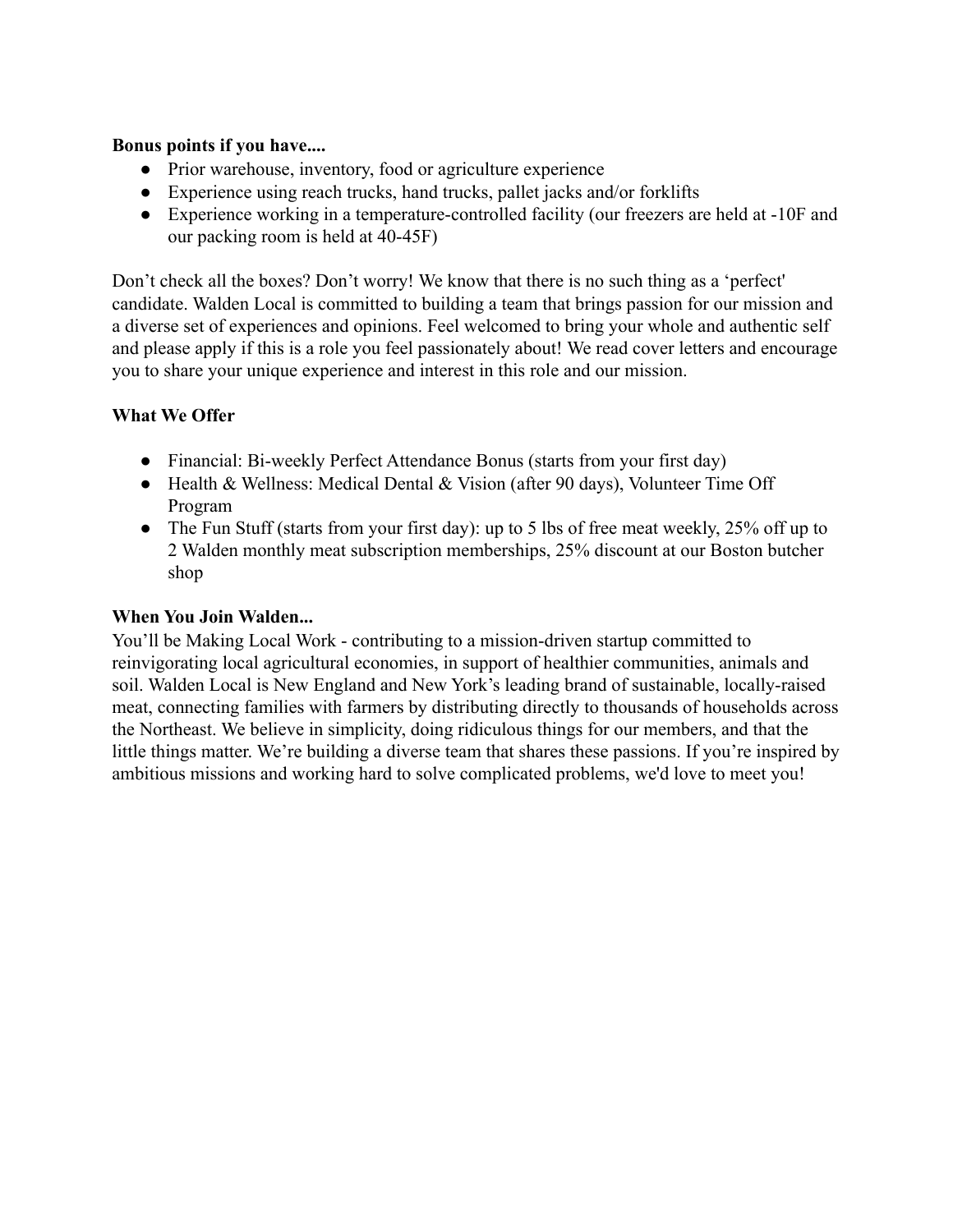**Bonus points if you have....**

- Prior warehouse, inventory, food or agriculture experience
- Experience using reach trucks, hand trucks, pallet jacks and/or forklifts
- Experience working in a temperature-controlled facility (our freezers are held at -10F and our packing room is held at 40-45F)

Don't check all the boxes? Don't worry! We know that there is no such thing as a 'perfect' candidate. Walden Local is committed to building a team that brings passion for our mission and a diverse set of experiences and opinions. Feel welcomed to bring your whole and authentic self and please apply if this is a role you feel passionately about! We read cover letters and encourage you to share your unique experience and interest in this role and our mission.

**What We Offer**

- Financial: Bi-weekly Perfect Attendance Bonus (starts from your first day)
- Health & Wellness: Medical Dental & Vision (after 90 days), Volunteer Time Off Program
- The Fun Stuff (starts from your first day): up to 5 lbs of free meat weekly, 25% off up to 2 Walden monthly meat subscription memberships, 25% discount at our Boston butcher shop

**When You Join Walden...**

You'll be Making Local Work - contributing to a mission-driven startup committed to reinvigorating local agricultural economies, in support of healthier communities, animals and soil. Walden Local is New England and New York's leading brand of sustainable, locally-raised meat, connecting families with farmers by distributing directly to thousands of households across the Northeast. We believe in simplicity, doing ridiculous things for our members, and that the little things matter. We're building a diverse team that shares these passions. If you're inspired by ambitious missions and working hard to solve complicated problems, we'd love to meet you!